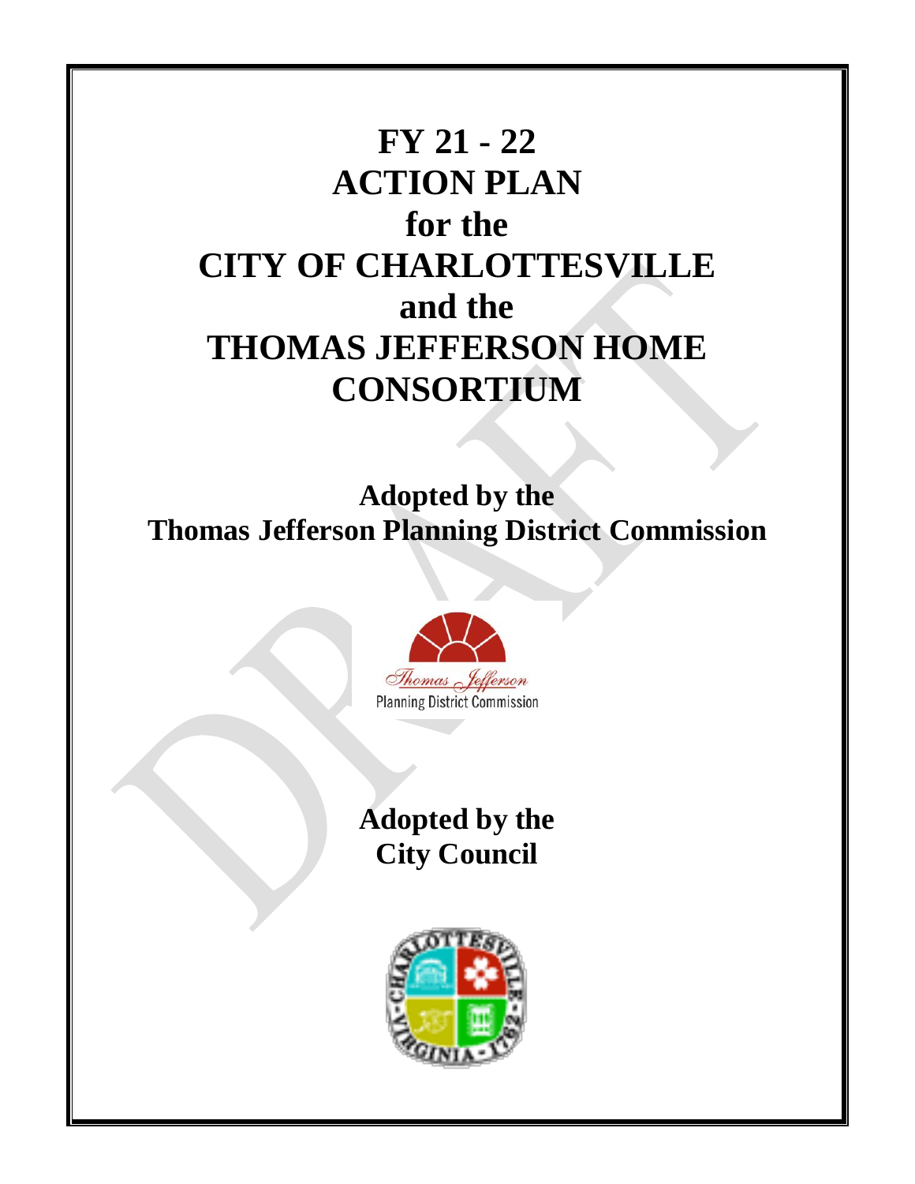# FY 21 - 22
# ACTION PLAN
# for the
# CITY OF CHARLOTTESVILLE
# and the
# THOMAS JEFFERSON HOME CONSORTIUM

## Adopted by the
## Thomas Jefferson Planning District Commission

Thomas Jefferson
Planning District Commission

## Adopted by the
## City Council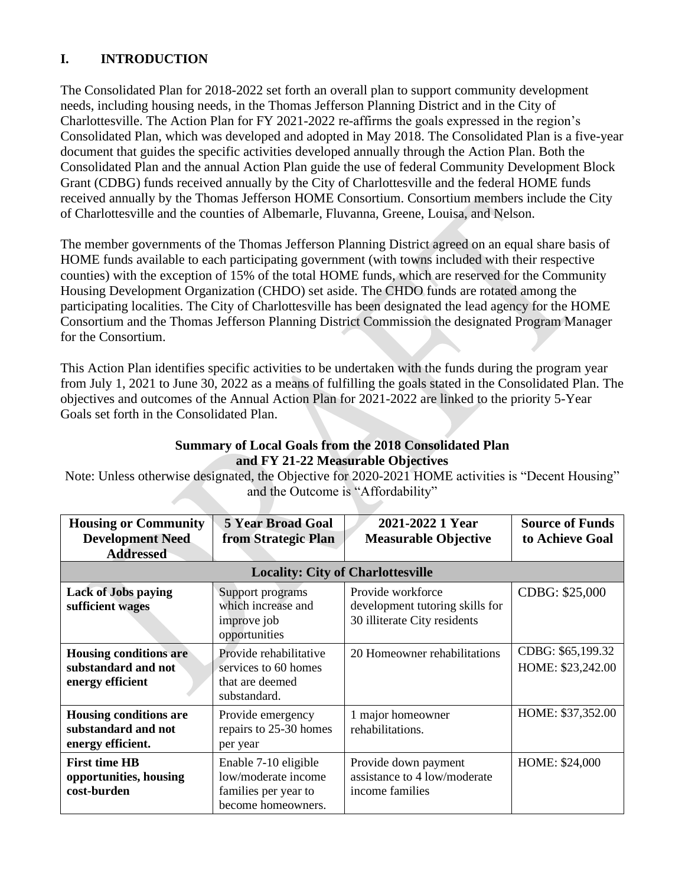## I. INTRODUCTION

The Consolidated Plan for 2018-2022 set forth an overall plan to support community development needs, including housing needs, in the Thomas Jefferson Planning District and in the City of Charlottesville. The Action Plan for FY 2021-2022 re-affirms the goals expressed in the region's Consolidated Plan, which was developed and adopted in May 2018. The Consolidated Plan is a five-year document that guides the specific activities developed annually through the Action Plan. Both the Consolidated Plan and the annual Action Plan guide the use of federal Community Development Block Grant (CDBG) funds received annually by the City of Charlottesville and the federal HOME funds received annually by the Thomas Jefferson HOME Consortium. Consortium members include the City of Charlottesville and the counties of Albemarle, Fluvanna, Greene, Louisa, and Nelson.

The member governments of the Thomas Jefferson Planning District agreed on an equal share basis of HOME funds available to each participating government (with towns included with their respective counties) with the exception of 15% of the total HOME funds, which are reserved for the Community Housing Development Organization (CHDO) set aside. The CHDO funds are rotated among the participating localities. The City of Charlottesville has been designated the lead agency for the HOME Consortium and the Thomas Jefferson Planning District Commission the designated Program Manager for the Consortium.

This Action Plan identifies specific activities to be undertaken with the funds during the program year from July 1, 2021 to June 30, 2022 as a means of fulfilling the goals stated in the Consolidated Plan. The objectives and outcomes of the Annual Action Plan for 2021-2022 are linked to the priority 5-Year Goals set forth in the Consolidated Plan.

**Summary of Local Goals from the 2018 Consolidated Plan and FY 21-22 Measurable Objectives**

Note: Unless otherwise designated, the Objective for 2020-2021 HOME activities is "Decent Housing" and the Outcome is "Affordability"

| Housing or Community Development Need Addressed | 5 Year Broad Goal from Strategic Plan | 2021-2022 1 Year Measurable Objective | Source of Funds to Achieve Goal |
|---|---|---|---|
| **Locality: City of Charlottesville** | | | |
| **Lack of Jobs paying sufficient wages** | Support programs which increase and improve job opportunities | Provide workforce development tutoring skills for 30 illiterate City residents | CDBG: $25,000 |
| **Housing conditions are substandard and not energy efficient** | Provide rehabilitative services to 60 homes that are deemed substandard. | 20 Homeowner rehabilitations | CDBG: $65,199.32<br>HOME: $23,242.00 |
| **Housing conditions are substandard and not energy efficient.** | Provide emergency repairs to 25-30 homes per year | 1 major homeowner rehabilitations. | HOME: $37,352.00 |
| **First time HB opportunities, housing cost-burden** | Enable 7-10 eligible low/moderate income families per year to become homeowners. | Provide down payment assistance to 4 low/moderate income families | HOME: $24,000 |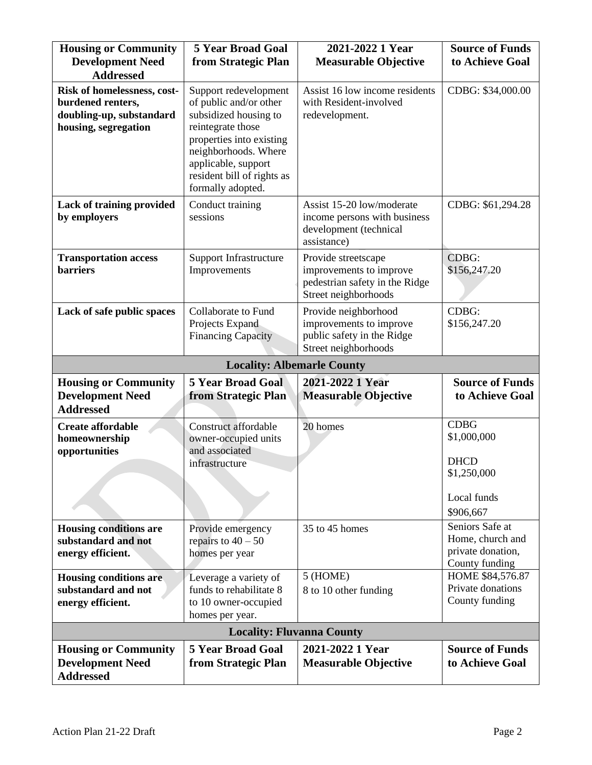| Housing or Community Development Need Addressed | 5 Year Broad Goal from Strategic Plan | 2021-2022 1 Year Measurable Objective | Source of Funds to Achieve Goal |
|---|---|---|---|
| **Risk of homelessness, cost-burdened renters, doubling-up, substandard housing, segregation** | Support redevelopment of public and/or other subsidized housing to reintegrate those properties into existing neighborhoods. Where applicable, support resident bill of rights as formally adopted. | Assist 16 low income residents with Resident-involved redevelopment. | CDBG: $34,000.00 |
| **Lack of training provided by employers** | Conduct training sessions | Assist 15-20 low/moderate income persons with business development (technical assistance) | CDBG: $61,294.28 |
| **Transportation access barriers** | Support Infrastructure Improvements | Provide streetscape improvements to improve pedestrian safety in the Ridge Street neighborhoods | CDBG: $156,247.20 |
| **Lack of safe public spaces** | Collaborate to Fund Projects Expand Financing Capacity | Provide neighborhood improvements to improve public safety in the Ridge Street neighborhoods | CDBG: $156,247.20 |
| **Locality: Albemarle County** | | | |
| **Housing or Community Development Need Addressed** | **5 Year Broad Goal from Strategic Plan** | **2021-2022 1 Year Measurable Objective** | **Source of Funds to Achieve Goal** |
| **Create affordable homeownership opportunities** | Construct affordable owner-occupied units and associated infrastructure | 20 homes | CDBG $1,000,000<br>DHCD $1,250,000<br>Local funds $906,667 |
| **Housing conditions are substandard and not energy efficient.** | Provide emergency repairs to 40 – 50 homes per year | 35 to 45 homes | Seniors Safe at Home, church and private donation, County funding |
| **Housing conditions are substandard and not energy efficient.** | Leverage a variety of funds to rehabilitate 8 to 10 owner-occupied homes per year. | 5 (HOME)<br>8 to 10 other funding | HOME $84,576.87<br>Private donations<br>County funding |
| **Locality: Fluvanna County** | | | |
| **Housing or Community Development Need Addressed** | **5 Year Broad Goal from Strategic Plan** | **2021-2022 1 Year Measurable Objective** | **Source of Funds to Achieve Goal** |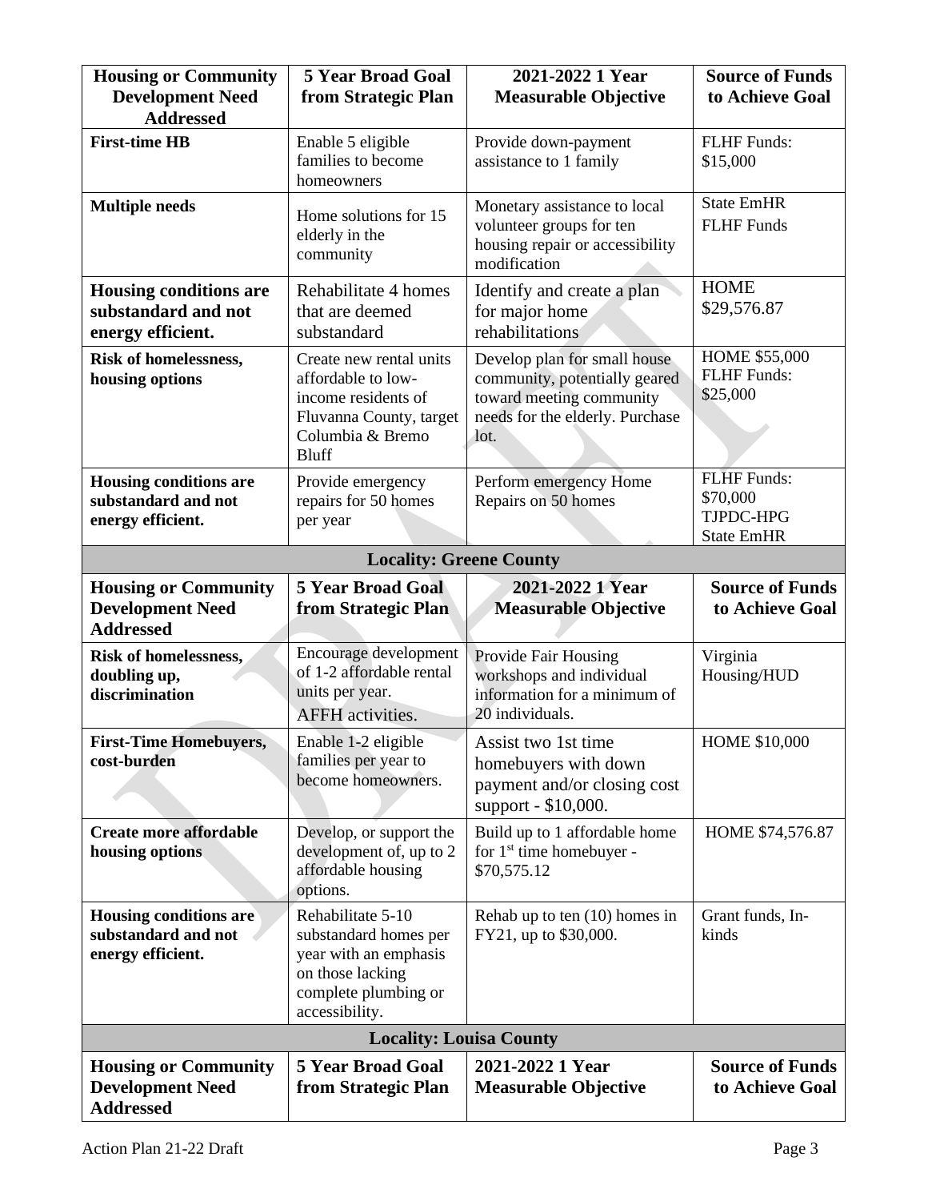| Housing or Community Development Need Addressed | 5 Year Broad Goal from Strategic Plan | 2021-2022 1 Year Measurable Objective | Source of Funds to Achieve Goal |
|---|---|---|---|
| **First-time HB** | Enable 5 eligible families to become homeowners | Provide down-payment assistance to 1 family | FLHF Funds: $15,000 |
| **Multiple needs** | Home solutions for 15 elderly in the community | Monetary assistance to local volunteer groups for ten housing repair or accessibility modification | State EmHR FLHF Funds |
| **Housing conditions are substandard and not energy efficient.** | Rehabilitate 4 homes that are deemed substandard | Identify and create a plan for major home rehabilitations | HOME $29,576.87 |
| **Risk of homelessness, housing options** | Create new rental units affordable to low-income residents of Fluvanna County, target Columbia & Bremo Bluff | Develop plan for small house community, potentially geared toward meeting community needs for the elderly. Purchase lot. | HOME $55,000 FLHF Funds: $25,000 |
| **Housing conditions are substandard and not energy efficient.** | Provide emergency repairs for 50 homes per year | Perform emergency Home Repairs on 50 homes | FLHF Funds: $70,000 TJPDC-HPG State EmHR |
| **Locality: Greene County** | | | |
| **Housing or Community Development Need Addressed** | **5 Year Broad Goal from Strategic Plan** | **2021-2022 1 Year Measurable Objective** | **Source of Funds to Achieve Goal** |
| **Risk of homelessness, doubling up, discrimination** | Encourage development of 1-2 affordable rental units per year. AFFH activities. | Provide Fair Housing workshops and individual information for a minimum of 20 individuals. | Virginia Housing/HUD |
| **First-Time Homebuyers, cost-burden** | Enable 1-2 eligible families per year to become homeowners. | Assist two 1st time homebuyers with down payment and/or closing cost support - $10,000. | HOME $10,000 |
| **Create more affordable housing options** | Develop, or support the development of, up to 2 affordable housing options. | Build up to 1 affordable home for 1st time homebuyer - $70,575.12 | HOME $74,576.87 |
| **Housing conditions are substandard and not energy efficient.** | Rehabilitate 5-10 substandard homes per year with an emphasis on those lacking complete plumbing or accessibility. | Rehab up to ten (10) homes in FY21, up to $30,000. | Grant funds, In-kinds |
| **Locality: Louisa County** | | | |
| **Housing or Community Development Need Addressed** | **5 Year Broad Goal from Strategic Plan** | **2021-2022 1 Year Measurable Objective** | **Source of Funds to Achieve Goal** |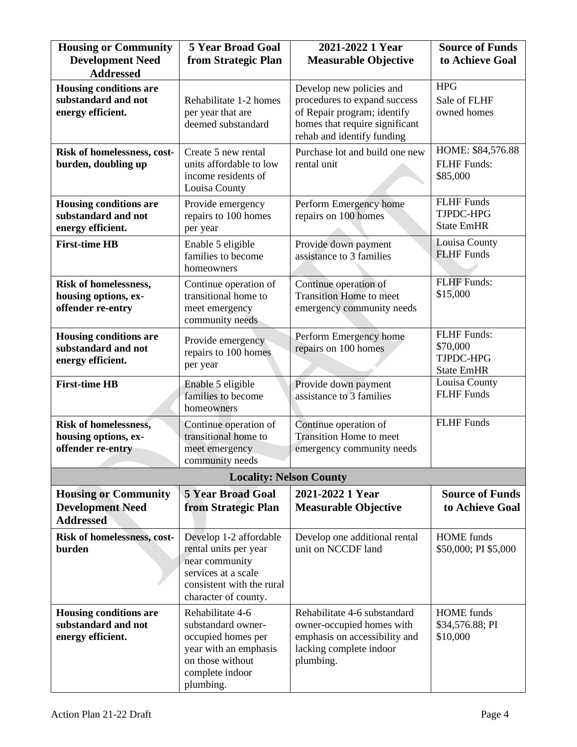| Housing or Community Development Need Addressed | 5 Year Broad Goal from Strategic Plan | 2021-2022 1 Year Measurable Objective | Source of Funds to Achieve Goal |
|---|---|---|---|
| **Housing conditions are substandard and not energy efficient.** | Rehabilitate 1-2 homes per year that are deemed substandard | Develop new policies and procedures to expand success of Repair program; identify homes that require significant rehab and identify funding | HPG<br>Sale of FLHF owned homes |
| **Risk of homelessness, cost-burden, doubling up** | Create 5 new rental units affordable to low income residents of Louisa County | Purchase lot and build one new rental unit | HOME: $84,576.88<br>FLHF Funds: $85,000 |
| **Housing conditions are substandard and not energy efficient.** | Provide emergency repairs to 100 homes per year | Perform Emergency home repairs on 100 homes | FLHF Funds<br>TJPDC-HPG<br>State EmHR |
| **First-time HB** | Enable 5 eligible families to become homeowners | Provide down payment assistance to 3 families | Louisa County<br>FLHF Funds |
| **Risk of homelessness, housing options, ex-offender re-entry** | Continue operation of transitional home to meet emergency community needs | Continue operation of Transition Home to meet emergency community needs | FLHF Funds: $15,000 |
| **Housing conditions are substandard and not energy efficient.** | Provide emergency repairs to 100 homes per year | Perform Emergency home repairs on 100 homes | FLHF Funds: $70,000<br>TJPDC-HPG<br>State EmHR |
| **First-time HB** | Enable 5 eligible families to become homeowners | Provide down payment assistance to 3 families | Louisa County<br>FLHF Funds |
| **Risk of homelessness, housing options, ex-offender re-entry** | Continue operation of transitional home to meet emergency community needs | Continue operation of Transition Home to meet emergency community needs | FLHF Funds |
| **Locality: Nelson County** | | | |
| **Housing or Community Development Need Addressed** | **5 Year Broad Goal from Strategic Plan** | **2021-2022 1 Year Measurable Objective** | **Source of Funds to Achieve Goal** |
| **Risk of homelessness, cost-burden** | Develop 1-2 affordable rental units per year near community services at a scale consistent with the rural character of county. | Develop one additional rental unit on NCCDF land | HOME funds $50,000; PI $5,000 |
| **Housing conditions are substandard and not energy efficient.** | Rehabilitate 4-6 substandard owner-occupied homes per year with an emphasis on those without complete indoor plumbing. | Rehabilitate 4-6 substandard owner-occupied homes with emphasis on accessibility and lacking complete indoor plumbing. | HOME funds $34,576.88; PI $10,000 |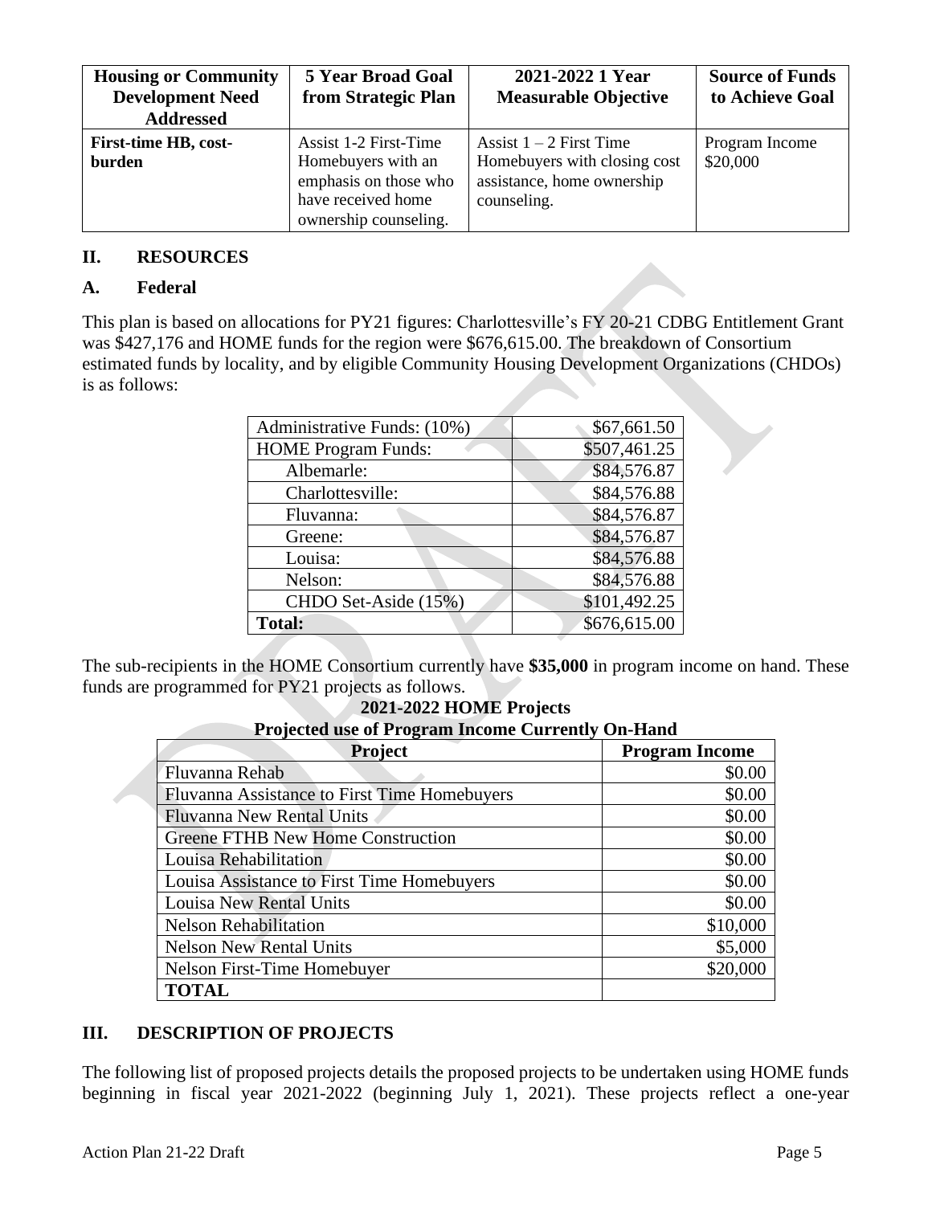| Housing or Community Development Need Addressed | 5 Year Broad Goal from Strategic Plan | 2021-2022 1 Year Measurable Objective | Source of Funds to Achieve Goal |
|---|---|---|---|
| **First-time HB, cost-burden** | Assist 1-2 First-Time Homebuyers with an emphasis on those who have received home ownership counseling. | Assist 1 – 2 First Time Homebuyers with closing cost assistance, home ownership counseling. | Program Income $20,000 |

## II. RESOURCES

### A. Federal

This plan is based on allocations for PY21 figures: Charlottesville's FY 20-21 CDBG Entitlement Grant was $427,176 and HOME funds for the region were $676,615.00. The breakdown of Consortium estimated funds by locality, and by eligible Community Housing Development Organizations (CHDOs) is as follows:

| | |
|---|---|
| Administrative Funds: (10%) | $67,661.50 |
| HOME Program Funds: | $507,461.25 |
| Albemarle: | $84,576.87 |
| Charlottesville: | $84,576.88 |
| Fluvanna: | $84,576.87 |
| Greene: | $84,576.87 |
| Louisa: | $84,576.88 |
| Nelson: | $84,576.88 |
| CHDO Set-Aside (15%) | $101,492.25 |
| **Total:** | $676,615.00 |

The sub-recipients in the HOME Consortium currently have **$35,000** in program income on hand. These funds are programmed for PY21 projects as follows.

**2021-2022 HOME Projects**
**Projected use of Program Income Currently On-Hand**

| Project | Program Income |
|---|---|
| Fluvanna Rehab | $0.00 |
| Fluvanna Assistance to First Time Homebuyers | $0.00 |
| Fluvanna New Rental Units | $0.00 |
| Greene FTHB New Home Construction | $0.00 |
| Louisa Rehabilitation | $0.00 |
| Louisa Assistance to First Time Homebuyers | $0.00 |
| Louisa New Rental Units | $0.00 |
| Nelson Rehabilitation | $10,000 |
| Nelson New Rental Units | $5,000 |
| Nelson First-Time Homebuyer | $20,000 |
| **TOTAL** | |

## III. DESCRIPTION OF PROJECTS

The following list of proposed projects details the proposed projects to be undertaken using HOME funds beginning in fiscal year 2021-2022 (beginning July 1, 2021). These projects reflect a one-year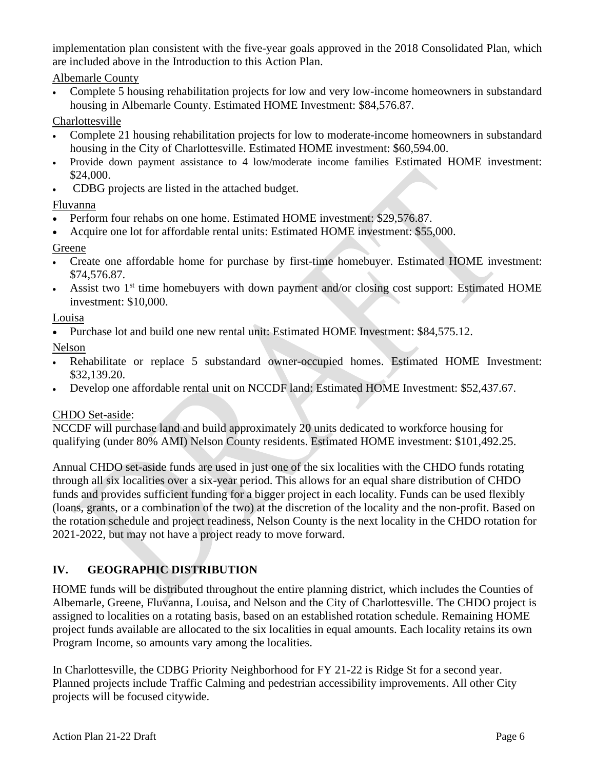implementation plan consistent with the five-year goals approved in the 2018 Consolidated Plan, which are included above in the Introduction to this Action Plan.

Albemarle County

- Complete 5 housing rehabilitation projects for low and very low-income homeowners in substandard housing in Albemarle County. Estimated HOME Investment: $84,576.87.

Charlottesville

- Complete 21 housing rehabilitation projects for low to moderate-income homeowners in substandard housing in the City of Charlottesville. Estimated HOME investment: $60,594.00.
- Provide down payment assistance to 4 low/moderate income families Estimated HOME investment: $24,000.
- CDBG projects are listed in the attached budget.

Fluvanna

- Perform four rehabs on one home. Estimated HOME investment: $29,576.87.
- Acquire one lot for affordable rental units: Estimated HOME investment: $55,000.

Greene

- Create one affordable home for purchase by first-time homebuyer. Estimated HOME investment: $74,576.87.
- Assist two 1st time homebuyers with down payment and/or closing cost support: Estimated HOME investment: $10,000.

Louisa

- Purchase lot and build one new rental unit: Estimated HOME Investment: $84,575.12.

Nelson

- Rehabilitate or replace 5 substandard owner-occupied homes. Estimated HOME Investment: $32,139.20.
- Develop one affordable rental unit on NCCDF land: Estimated HOME Investment: $52,437.67.

CHDO Set-aside:

NCCDF will purchase land and build approximately 20 units dedicated to workforce housing for qualifying (under 80% AMI) Nelson County residents. Estimated HOME investment: $101,492.25.

Annual CHDO set-aside funds are used in just one of the six localities with the CHDO funds rotating through all six localities over a six-year period. This allows for an equal share distribution of CHDO funds and provides sufficient funding for a bigger project in each locality. Funds can be used flexibly (loans, grants, or a combination of the two) at the discretion of the locality and the non-profit. Based on the rotation schedule and project readiness, Nelson County is the next locality in the CHDO rotation for 2021-2022, but may not have a project ready to move forward.

## IV. GEOGRAPHIC DISTRIBUTION

HOME funds will be distributed throughout the entire planning district, which includes the Counties of Albemarle, Greene, Fluvanna, Louisa, and Nelson and the City of Charlottesville. The CHDO project is assigned to localities on a rotating basis, based on an established rotation schedule. Remaining HOME project funds available are allocated to the six localities in equal amounts. Each locality retains its own Program Income, so amounts vary among the localities.

In Charlottesville, the CDBG Priority Neighborhood for FY 21-22 is Ridge St for a second year. Planned projects include Traffic Calming and pedestrian accessibility improvements. All other City projects will be focused citywide.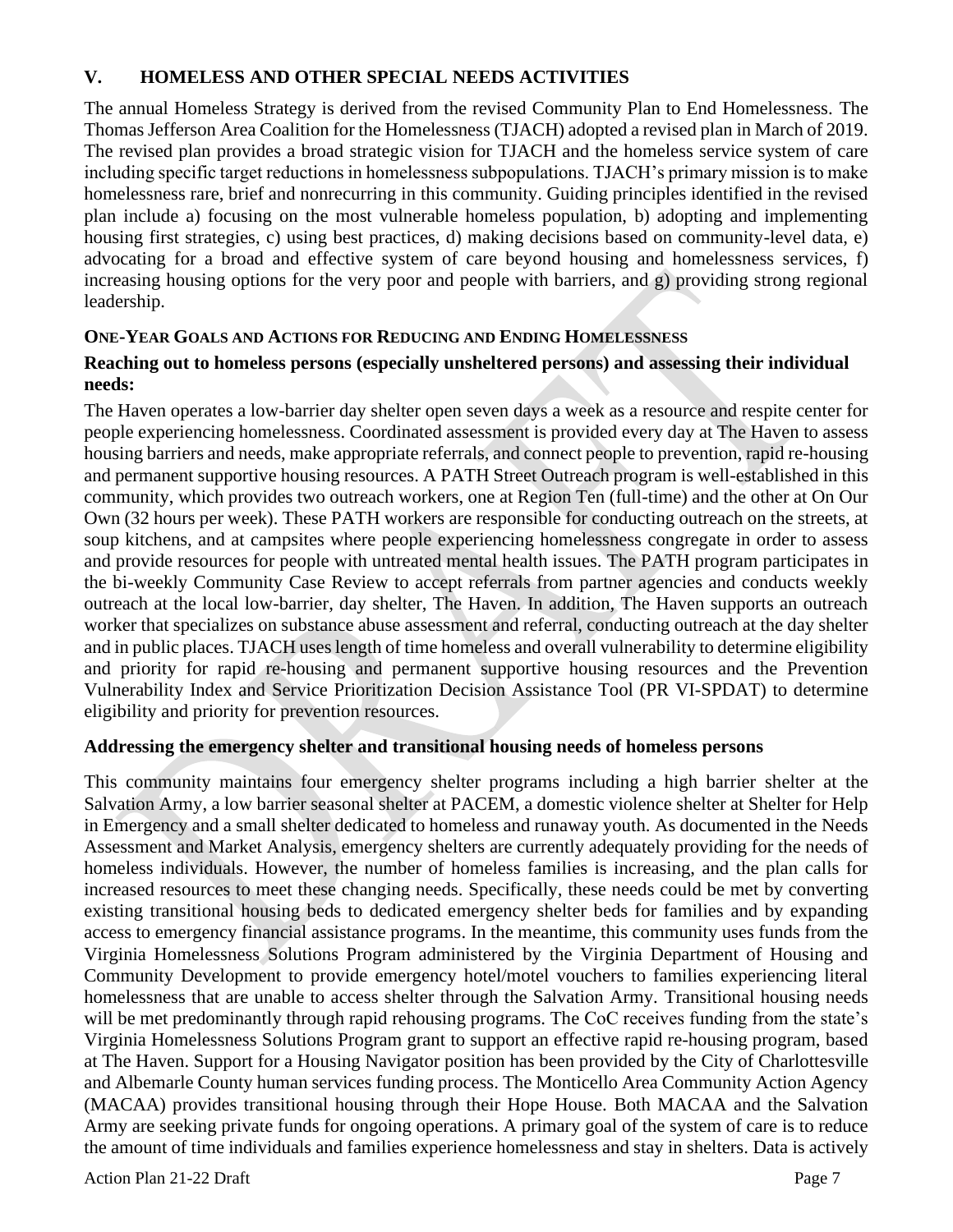## V. HOMELESS AND OTHER SPECIAL NEEDS ACTIVITIES

The annual Homeless Strategy is derived from the revised Community Plan to End Homelessness. The Thomas Jefferson Area Coalition for the Homelessness (TJACH) adopted a revised plan in March of 2019. The revised plan provides a broad strategic vision for TJACH and the homeless service system of care including specific target reductions in homelessness subpopulations. TJACH's primary mission is to make homelessness rare, brief and nonrecurring in this community. Guiding principles identified in the revised plan include a) focusing on the most vulnerable homeless population, b) adopting and implementing housing first strategies, c) using best practices, d) making decisions based on community-level data, e) advocating for a broad and effective system of care beyond housing and homelessness services, f) increasing housing options for the very poor and people with barriers, and g) providing strong regional leadership.

### ONE-YEAR GOALS AND ACTIONS FOR REDUCING AND ENDING HOMELESSNESS

**Reaching out to homeless persons (especially unsheltered persons) and assessing their individual needs:**

The Haven operates a low-barrier day shelter open seven days a week as a resource and respite center for people experiencing homelessness. Coordinated assessment is provided every day at The Haven to assess housing barriers and needs, make appropriate referrals, and connect people to prevention, rapid re-housing and permanent supportive housing resources. A PATH Street Outreach program is well-established in this community, which provides two outreach workers, one at Region Ten (full-time) and the other at On Our Own (32 hours per week). These PATH workers are responsible for conducting outreach on the streets, at soup kitchens, and at campsites where people experiencing homelessness congregate in order to assess and provide resources for people with untreated mental health issues. The PATH program participates in the bi-weekly Community Case Review to accept referrals from partner agencies and conducts weekly outreach at the local low-barrier, day shelter, The Haven. In addition, The Haven supports an outreach worker that specializes on substance abuse assessment and referral, conducting outreach at the day shelter and in public places. TJACH uses length of time homeless and overall vulnerability to determine eligibility and priority for rapid re-housing and permanent supportive housing resources and the Prevention Vulnerability Index and Service Prioritization Decision Assistance Tool (PR VI-SPDAT) to determine eligibility and priority for prevention resources.

**Addressing the emergency shelter and transitional housing needs of homeless persons**

This community maintains four emergency shelter programs including a high barrier shelter at the Salvation Army, a low barrier seasonal shelter at PACEM, a domestic violence shelter at Shelter for Help in Emergency and a small shelter dedicated to homeless and runaway youth. As documented in the Needs Assessment and Market Analysis, emergency shelters are currently adequately providing for the needs of homeless individuals. However, the number of homeless families is increasing, and the plan calls for increased resources to meet these changing needs. Specifically, these needs could be met by converting existing transitional housing beds to dedicated emergency shelter beds for families and by expanding access to emergency financial assistance programs. In the meantime, this community uses funds from the Virginia Homelessness Solutions Program administered by the Virginia Department of Housing and Community Development to provide emergency hotel/motel vouchers to families experiencing literal homelessness that are unable to access shelter through the Salvation Army. Transitional housing needs will be met predominantly through rapid rehousing programs. The CoC receives funding from the state's Virginia Homelessness Solutions Program grant to support an effective rapid re-housing program, based at The Haven. Support for a Housing Navigator position has been provided by the City of Charlottesville and Albemarle County human services funding process. The Monticello Area Community Action Agency (MACAA) provides transitional housing through their Hope House. Both MACAA and the Salvation Army are seeking private funds for ongoing operations. A primary goal of the system of care is to reduce the amount of time individuals and families experience homelessness and stay in shelters. Data is actively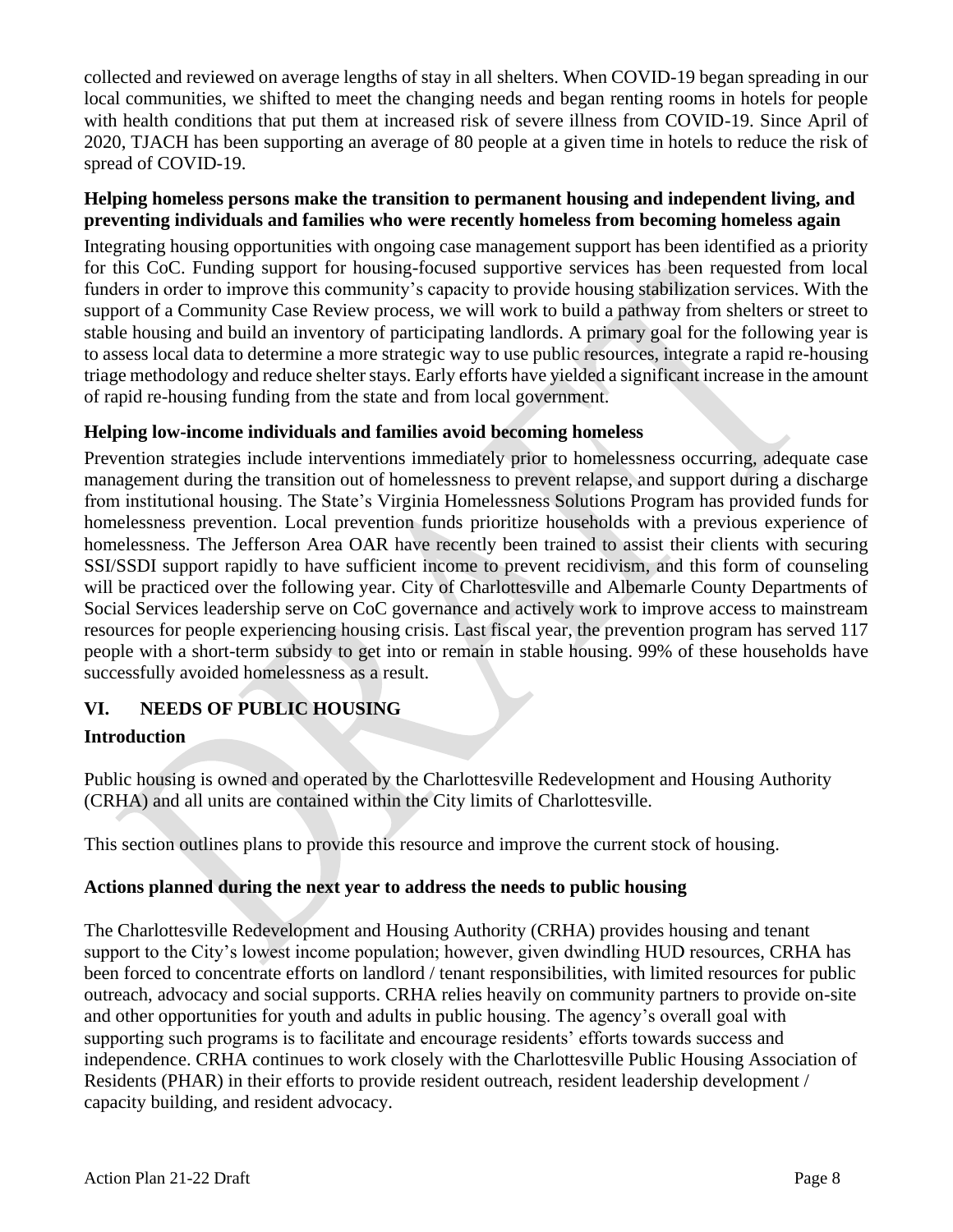collected and reviewed on average lengths of stay in all shelters. When COVID-19 began spreading in our local communities, we shifted to meet the changing needs and began renting rooms in hotels for people with health conditions that put them at increased risk of severe illness from COVID-19. Since April of 2020, TJACH has been supporting an average of 80 people at a given time in hotels to reduce the risk of spread of COVID-19.

**Helping homeless persons make the transition to permanent housing and independent living, and preventing individuals and families who were recently homeless from becoming homeless again**

Integrating housing opportunities with ongoing case management support has been identified as a priority for this CoC. Funding support for housing-focused supportive services has been requested from local funders in order to improve this community's capacity to provide housing stabilization services. With the support of a Community Case Review process, we will work to build a pathway from shelters or street to stable housing and build an inventory of participating landlords. A primary goal for the following year is to assess local data to determine a more strategic way to use public resources, integrate a rapid re-housing triage methodology and reduce shelter stays. Early efforts have yielded a significant increase in the amount of rapid re-housing funding from the state and from local government.

**Helping low-income individuals and families avoid becoming homeless**

Prevention strategies include interventions immediately prior to homelessness occurring, adequate case management during the transition out of homelessness to prevent relapse, and support during a discharge from institutional housing. The State's Virginia Homelessness Solutions Program has provided funds for homelessness prevention. Local prevention funds prioritize households with a previous experience of homelessness. The Jefferson Area OAR have recently been trained to assist their clients with securing SSI/SSDI support rapidly to have sufficient income to prevent recidivism, and this form of counseling will be practiced over the following year. City of Charlottesville and Albemarle County Departments of Social Services leadership serve on CoC governance and actively work to improve access to mainstream resources for people experiencing housing crisis. Last fiscal year, the prevention program has served 117 people with a short-term subsidy to get into or remain in stable housing. 99% of these households have successfully avoided homelessness as a result.

## VI. NEEDS OF PUBLIC HOUSING

### Introduction

Public housing is owned and operated by the Charlottesville Redevelopment and Housing Authority (CRHA) and all units are contained within the City limits of Charlottesville.

This section outlines plans to provide this resource and improve the current stock of housing.

### Actions planned during the next year to address the needs to public housing

The Charlottesville Redevelopment and Housing Authority (CRHA) provides housing and tenant support to the City's lowest income population; however, given dwindling HUD resources, CRHA has been forced to concentrate efforts on landlord / tenant responsibilities, with limited resources for public outreach, advocacy and social supports. CRHA relies heavily on community partners to provide on-site and other opportunities for youth and adults in public housing. The agency's overall goal with supporting such programs is to facilitate and encourage residents' efforts towards success and independence. CRHA continues to work closely with the Charlottesville Public Housing Association of Residents (PHAR) in their efforts to provide resident outreach, resident leadership development / capacity building, and resident advocacy.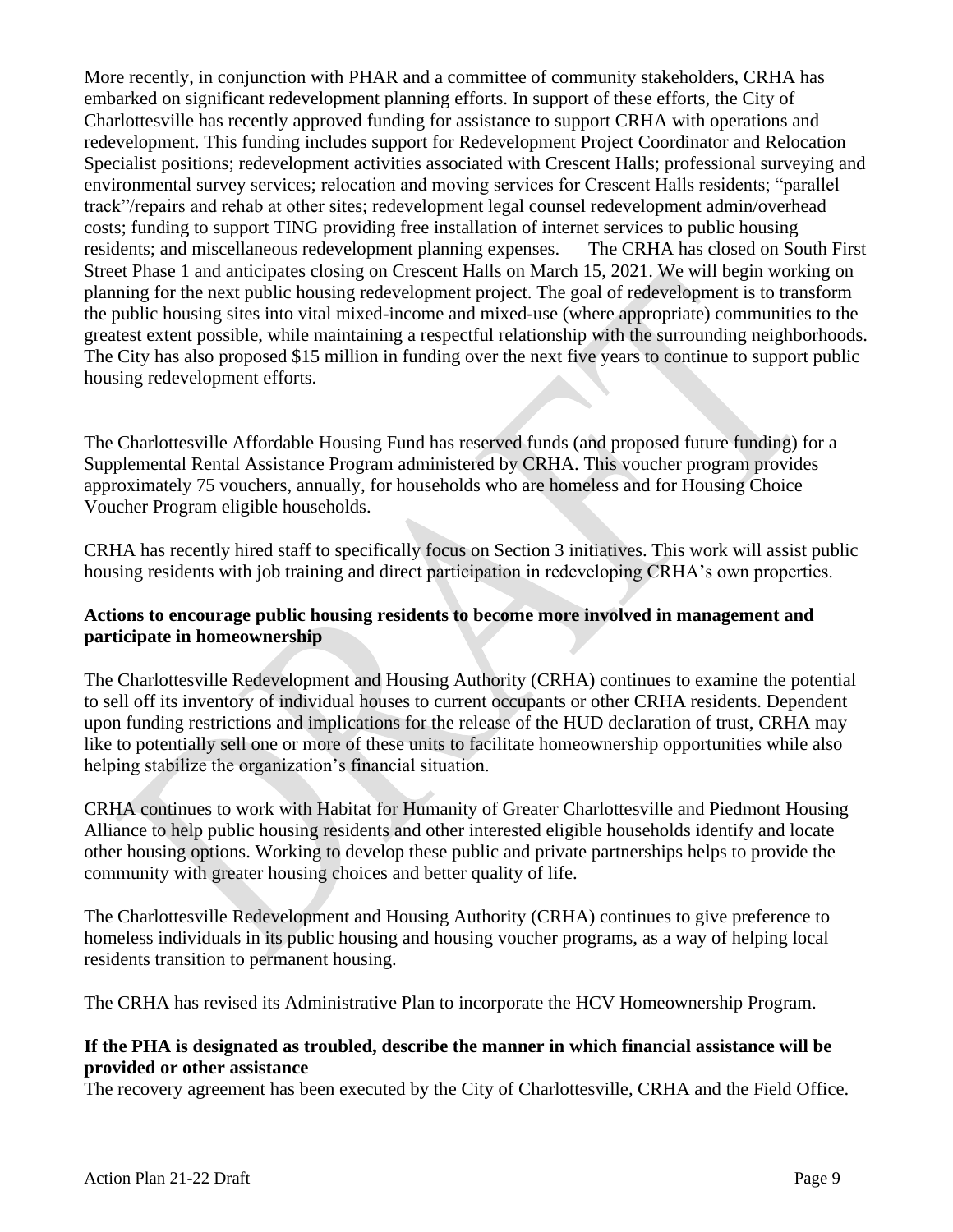More recently, in conjunction with PHAR and a committee of community stakeholders, CRHA has embarked on significant redevelopment planning efforts. In support of these efforts, the City of Charlottesville has recently approved funding for assistance to support CRHA with operations and redevelopment. This funding includes support for Redevelopment Project Coordinator and Relocation Specialist positions; redevelopment activities associated with Crescent Halls; professional surveying and environmental survey services; relocation and moving services for Crescent Halls residents; "parallel track"/repairs and rehab at other sites; redevelopment legal counsel redevelopment admin/overhead costs; funding to support TING providing free installation of internet services to public housing residents; and miscellaneous redevelopment planning expenses. The CRHA has closed on South First Street Phase 1 and anticipates closing on Crescent Halls on March 15, 2021. We will begin working on planning for the next public housing redevelopment project. The goal of redevelopment is to transform the public housing sites into vital mixed-income and mixed-use (where appropriate) communities to the greatest extent possible, while maintaining a respectful relationship with the surrounding neighborhoods. The City has also proposed $15 million in funding over the next five years to continue to support public housing redevelopment efforts.

The Charlottesville Affordable Housing Fund has reserved funds (and proposed future funding) for a Supplemental Rental Assistance Program administered by CRHA. This voucher program provides approximately 75 vouchers, annually, for households who are homeless and for Housing Choice Voucher Program eligible households.

CRHA has recently hired staff to specifically focus on Section 3 initiatives. This work will assist public housing residents with job training and direct participation in redeveloping CRHA's own properties.

**Actions to encourage public housing residents to become more involved in management and participate in homeownership**

The Charlottesville Redevelopment and Housing Authority (CRHA) continues to examine the potential to sell off its inventory of individual houses to current occupants or other CRHA residents. Dependent upon funding restrictions and implications for the release of the HUD declaration of trust, CRHA may like to potentially sell one or more of these units to facilitate homeownership opportunities while also helping stabilize the organization's financial situation.

CRHA continues to work with Habitat for Humanity of Greater Charlottesville and Piedmont Housing Alliance to help public housing residents and other interested eligible households identify and locate other housing options. Working to develop these public and private partnerships helps to provide the community with greater housing choices and better quality of life.

The Charlottesville Redevelopment and Housing Authority (CRHA) continues to give preference to homeless individuals in its public housing and housing voucher programs, as a way of helping local residents transition to permanent housing.

The CRHA has revised its Administrative Plan to incorporate the HCV Homeownership Program.

**If the PHA is designated as troubled, describe the manner in which financial assistance will be provided or other assistance**

The recovery agreement has been executed by the City of Charlottesville, CRHA and the Field Office.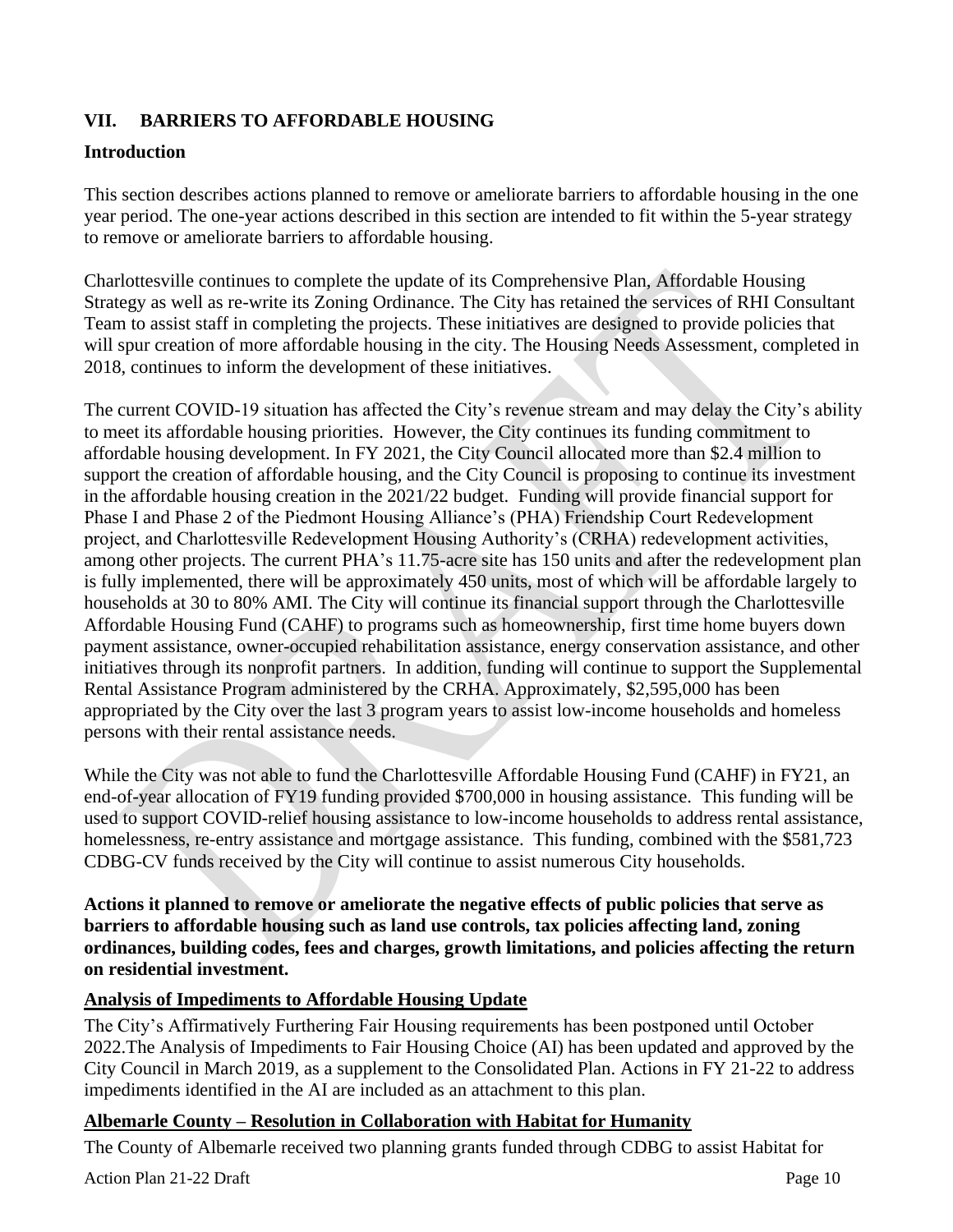## VII. BARRIERS TO AFFORDABLE HOUSING

### Introduction

This section describes actions planned to remove or ameliorate barriers to affordable housing in the one year period. The one-year actions described in this section are intended to fit within the 5-year strategy to remove or ameliorate barriers to affordable housing.

Charlottesville continues to complete the update of its Comprehensive Plan, Affordable Housing Strategy as well as re-write its Zoning Ordinance. The City has retained the services of RHI Consultant Team to assist staff in completing the projects. These initiatives are designed to provide policies that will spur creation of more affordable housing in the city. The Housing Needs Assessment, completed in 2018, continues to inform the development of these initiatives.

The current COVID-19 situation has affected the City's revenue stream and may delay the City's ability to meet its affordable housing priorities. However, the City continues its funding commitment to affordable housing development. In FY 2021, the City Council allocated more than $2.4 million to support the creation of affordable housing, and the City Council is proposing to continue its investment in the affordable housing creation in the 2021/22 budget. Funding will provide financial support for Phase I and Phase 2 of the Piedmont Housing Alliance's (PHA) Friendship Court Redevelopment project, and Charlottesville Redevelopment Housing Authority's (CRHA) redevelopment activities, among other projects. The current PHA's 11.75-acre site has 150 units and after the redevelopment plan is fully implemented, there will be approximately 450 units, most of which will be affordable largely to households at 30 to 80% AMI. The City will continue its financial support through the Charlottesville Affordable Housing Fund (CAHF) to programs such as homeownership, first time home buyers down payment assistance, owner-occupied rehabilitation assistance, energy conservation assistance, and other initiatives through its nonprofit partners. In addition, funding will continue to support the Supplemental Rental Assistance Program administered by the CRHA. Approximately, $2,595,000 has been appropriated by the City over the last 3 program years to assist low-income households and homeless persons with their rental assistance needs.

While the City was not able to fund the Charlottesville Affordable Housing Fund (CAHF) in FY21, an end-of-year allocation of FY19 funding provided $700,000 in housing assistance. This funding will be used to support COVID-relief housing assistance to low-income households to address rental assistance, homelessness, re-entry assistance and mortgage assistance. This funding, combined with the $581,723 CDBG-CV funds received by the City will continue to assist numerous City households.

**Actions it planned to remove or ameliorate the negative effects of public policies that serve as barriers to affordable housing such as land use controls, tax policies affecting land, zoning ordinances, building codes, fees and charges, growth limitations, and policies affecting the return on residential investment.**

**Analysis of Impediments to Affordable Housing Update**

The City's Affirmatively Furthering Fair Housing requirements has been postponed until October 2022.The Analysis of Impediments to Fair Housing Choice (AI) has been updated and approved by the City Council in March 2019, as a supplement to the Consolidated Plan. Actions in FY 21-22 to address impediments identified in the AI are included as an attachment to this plan.

**Albemarle County – Resolution in Collaboration with Habitat for Humanity**

The County of Albemarle received two planning grants funded through CDBG to assist Habitat for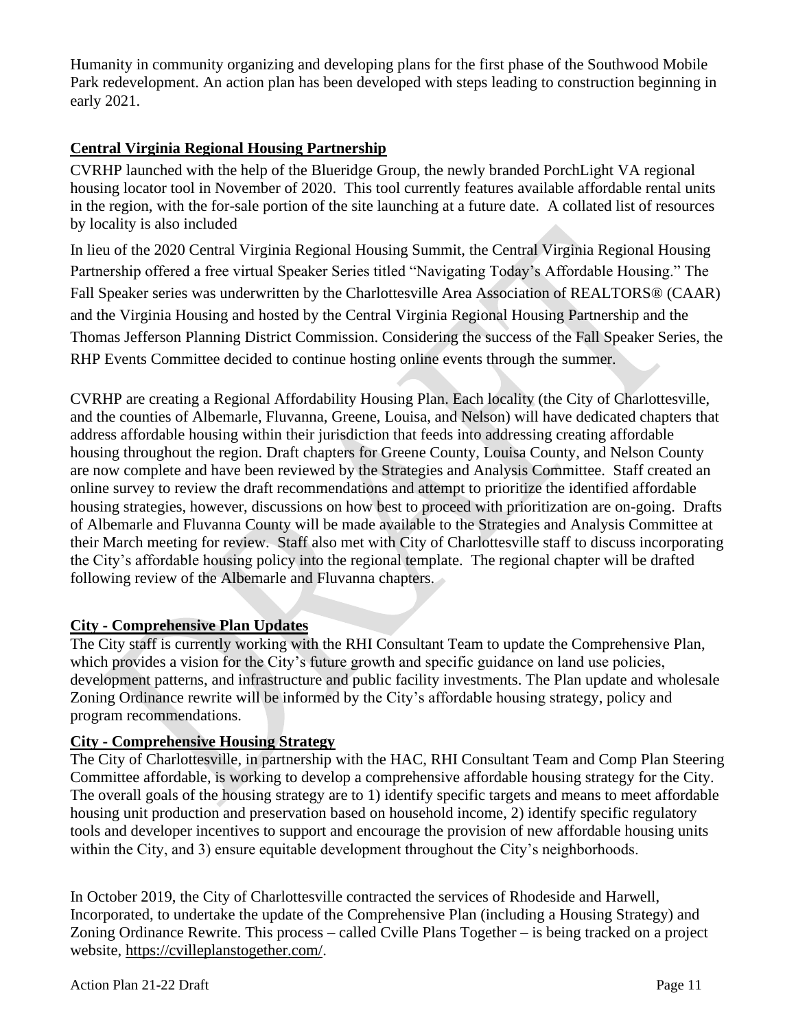Humanity in community organizing and developing plans for the first phase of the Southwood Mobile Park redevelopment. An action plan has been developed with steps leading to construction beginning in early 2021.

**Central Virginia Regional Housing Partnership**

CVRHP launched with the help of the Blueridge Group, the newly branded PorchLight VA regional housing locator tool in November of 2020. This tool currently features available affordable rental units in the region, with the for-sale portion of the site launching at a future date. A collated list of resources by locality is also included

In lieu of the 2020 Central Virginia Regional Housing Summit, the Central Virginia Regional Housing Partnership offered a free virtual Speaker Series titled "Navigating Today's Affordable Housing." The Fall Speaker series was underwritten by the Charlottesville Area Association of REALTORS® (CAAR) and the Virginia Housing and hosted by the Central Virginia Regional Housing Partnership and the Thomas Jefferson Planning District Commission. Considering the success of the Fall Speaker Series, the RHP Events Committee decided to continue hosting online events through the summer.

CVRHP are creating a Regional Affordability Housing Plan. Each locality (the City of Charlottesville, and the counties of Albemarle, Fluvanna, Greene, Louisa, and Nelson) will have dedicated chapters that address affordable housing within their jurisdiction that feeds into addressing creating affordable housing throughout the region. Draft chapters for Greene County, Louisa County, and Nelson County are now complete and have been reviewed by the Strategies and Analysis Committee. Staff created an online survey to review the draft recommendations and attempt to prioritize the identified affordable housing strategies, however, discussions on how best to proceed with prioritization are on-going. Drafts of Albemarle and Fluvanna County will be made available to the Strategies and Analysis Committee at their March meeting for review. Staff also met with City of Charlottesville staff to discuss incorporating the City's affordable housing policy into the regional template. The regional chapter will be drafted following review of the Albemarle and Fluvanna chapters.

**City - Comprehensive Plan Updates**

The City staff is currently working with the RHI Consultant Team to update the Comprehensive Plan, which provides a vision for the City's future growth and specific guidance on land use policies, development patterns, and infrastructure and public facility investments. The Plan update and wholesale Zoning Ordinance rewrite will be informed by the City's affordable housing strategy, policy and program recommendations.

**City - Comprehensive Housing Strategy**

The City of Charlottesville, in partnership with the HAC, RHI Consultant Team and Comp Plan Steering Committee affordable, is working to develop a comprehensive affordable housing strategy for the City. The overall goals of the housing strategy are to 1) identify specific targets and means to meet affordable housing unit production and preservation based on household income, 2) identify specific regulatory tools and developer incentives to support and encourage the provision of new affordable housing units within the City, and 3) ensure equitable development throughout the City's neighborhoods.

In October 2019, the City of Charlottesville contracted the services of Rhodeside and Harwell, Incorporated, to undertake the update of the Comprehensive Plan (including a Housing Strategy) and Zoning Ordinance Rewrite. This process – called Cville Plans Together – is being tracked on a project website, https://cvilleplanstogether.com/.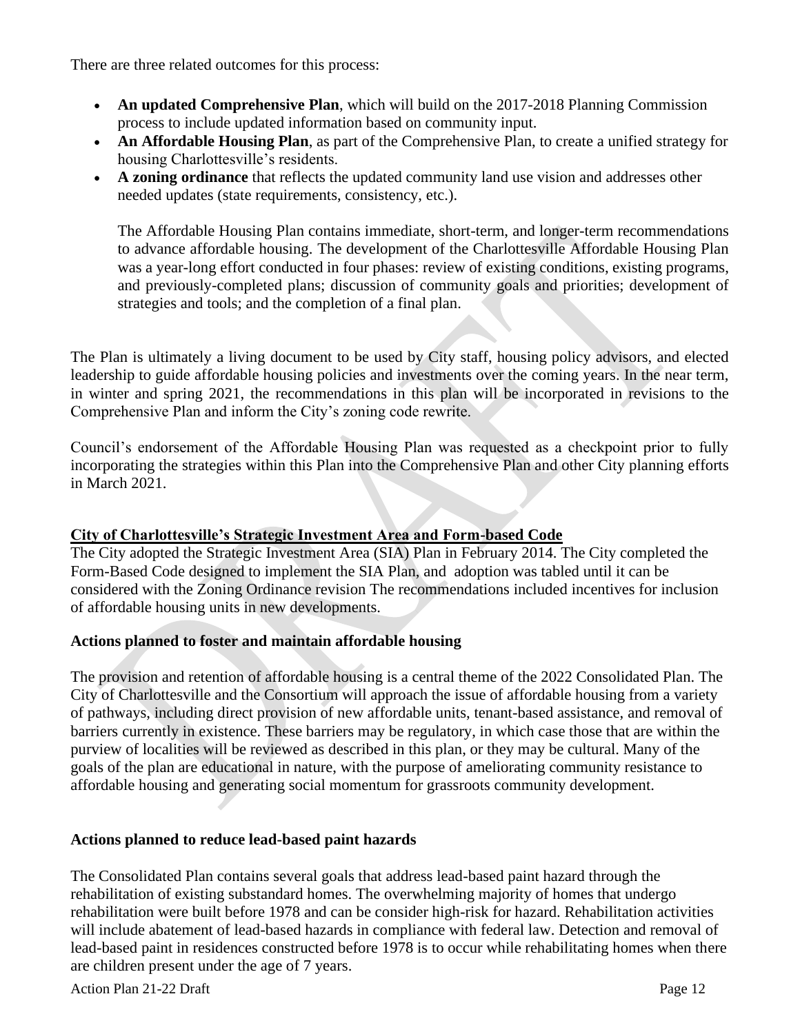There are three related outcomes for this process:

- **An updated Comprehensive Plan**, which will build on the 2017-2018 Planning Commission process to include updated information based on community input.
- **An Affordable Housing Plan**, as part of the Comprehensive Plan, to create a unified strategy for housing Charlottesville's residents.
- **A zoning ordinance** that reflects the updated community land use vision and addresses other needed updates (state requirements, consistency, etc.).

  The Affordable Housing Plan contains immediate, short-term, and longer-term recommendations to advance affordable housing. The development of the Charlottesville Affordable Housing Plan was a year-long effort conducted in four phases: review of existing conditions, existing programs, and previously-completed plans; discussion of community goals and priorities; development of strategies and tools; and the completion of a final plan.

The Plan is ultimately a living document to be used by City staff, housing policy advisors, and elected leadership to guide affordable housing policies and investments over the coming years. In the near term, in winter and spring 2021, the recommendations in this plan will be incorporated in revisions to the Comprehensive Plan and inform the City's zoning code rewrite.

Council's endorsement of the Affordable Housing Plan was requested as a checkpoint prior to fully incorporating the strategies within this Plan into the Comprehensive Plan and other City planning efforts in March 2021.

**City of Charlottesville's Strategic Investment Area and Form-based Code**

The City adopted the Strategic Investment Area (SIA) Plan in February 2014. The City completed the Form-Based Code designed to implement the SIA Plan, and adoption was tabled until it can be considered with the Zoning Ordinance revision The recommendations included incentives for inclusion of affordable housing units in new developments.

**Actions planned to foster and maintain affordable housing**

The provision and retention of affordable housing is a central theme of the 2022 Consolidated Plan. The City of Charlottesville and the Consortium will approach the issue of affordable housing from a variety of pathways, including direct provision of new affordable units, tenant-based assistance, and removal of barriers currently in existence. These barriers may be regulatory, in which case those that are within the purview of localities will be reviewed as described in this plan, or they may be cultural. Many of the goals of the plan are educational in nature, with the purpose of ameliorating community resistance to affordable housing and generating social momentum for grassroots community development.

**Actions planned to reduce lead-based paint hazards**

The Consolidated Plan contains several goals that address lead-based paint hazard through the rehabilitation of existing substandard homes. The overwhelming majority of homes that undergo rehabilitation were built before 1978 and can be consider high-risk for hazard. Rehabilitation activities will include abatement of lead-based hazards in compliance with federal law. Detection and removal of lead-based paint in residences constructed before 1978 is to occur while rehabilitating homes when there are children present under the age of 7 years.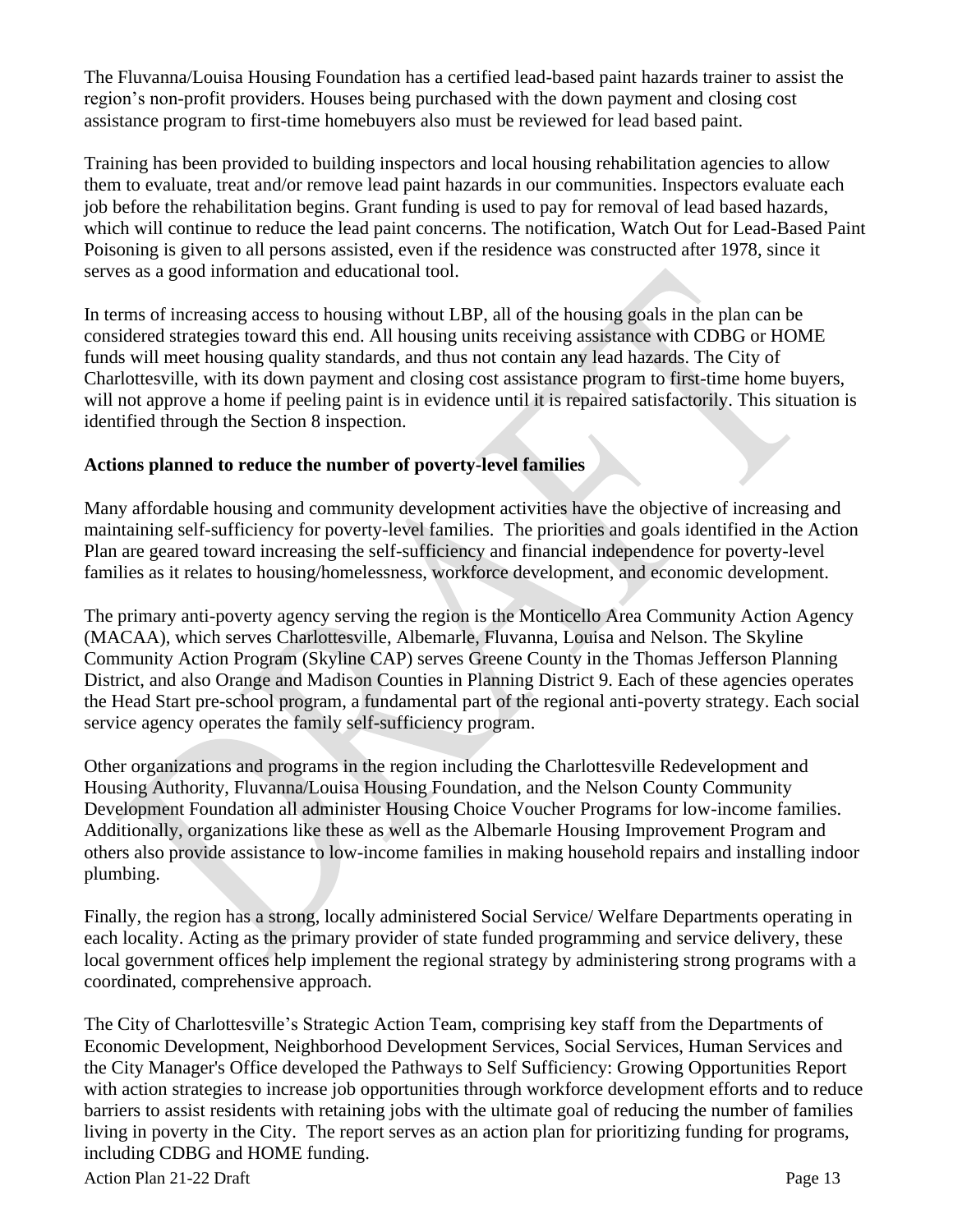The Fluvanna/Louisa Housing Foundation has a certified lead-based paint hazards trainer to assist the region's non-profit providers. Houses being purchased with the down payment and closing cost assistance program to first-time homebuyers also must be reviewed for lead based paint.

Training has been provided to building inspectors and local housing rehabilitation agencies to allow them to evaluate, treat and/or remove lead paint hazards in our communities. Inspectors evaluate each job before the rehabilitation begins. Grant funding is used to pay for removal of lead based hazards, which will continue to reduce the lead paint concerns. The notification, Watch Out for Lead-Based Paint Poisoning is given to all persons assisted, even if the residence was constructed after 1978, since it serves as a good information and educational tool.

In terms of increasing access to housing without LBP, all of the housing goals in the plan can be considered strategies toward this end. All housing units receiving assistance with CDBG or HOME funds will meet housing quality standards, and thus not contain any lead hazards. The City of Charlottesville, with its down payment and closing cost assistance program to first-time home buyers, will not approve a home if peeling paint is in evidence until it is repaired satisfactorily. This situation is identified through the Section 8 inspection.

**Actions planned to reduce the number of poverty-level families**

Many affordable housing and community development activities have the objective of increasing and maintaining self-sufficiency for poverty-level families. The priorities and goals identified in the Action Plan are geared toward increasing the self-sufficiency and financial independence for poverty-level families as it relates to housing/homelessness, workforce development, and economic development.

The primary anti-poverty agency serving the region is the Monticello Area Community Action Agency (MACAA), which serves Charlottesville, Albemarle, Fluvanna, Louisa and Nelson. The Skyline Community Action Program (Skyline CAP) serves Greene County in the Thomas Jefferson Planning District, and also Orange and Madison Counties in Planning District 9. Each of these agencies operates the Head Start pre-school program, a fundamental part of the regional anti-poverty strategy. Each social service agency operates the family self-sufficiency program.

Other organizations and programs in the region including the Charlottesville Redevelopment and Housing Authority, Fluvanna/Louisa Housing Foundation, and the Nelson County Community Development Foundation all administer Housing Choice Voucher Programs for low-income families. Additionally, organizations like these as well as the Albemarle Housing Improvement Program and others also provide assistance to low-income families in making household repairs and installing indoor plumbing.

Finally, the region has a strong, locally administered Social Service/ Welfare Departments operating in each locality. Acting as the primary provider of state funded programming and service delivery, these local government offices help implement the regional strategy by administering strong programs with a coordinated, comprehensive approach.

The City of Charlottesville's Strategic Action Team, comprising key staff from the Departments of Economic Development, Neighborhood Development Services, Social Services, Human Services and the City Manager's Office developed the Pathways to Self Sufficiency: Growing Opportunities Report with action strategies to increase job opportunities through workforce development efforts and to reduce barriers to assist residents with retaining jobs with the ultimate goal of reducing the number of families living in poverty in the City. The report serves as an action plan for prioritizing funding for programs, including CDBG and HOME funding.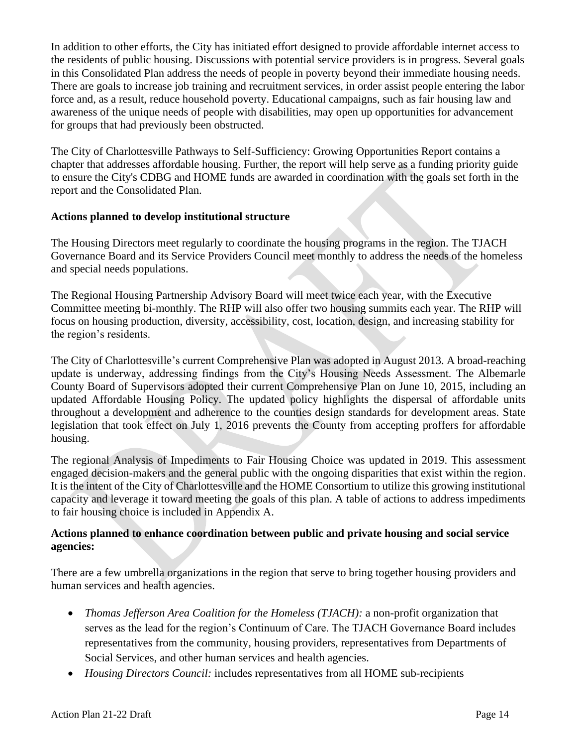In addition to other efforts, the City has initiated effort designed to provide affordable internet access to the residents of public housing. Discussions with potential service providers is in progress. Several goals in this Consolidated Plan address the needs of people in poverty beyond their immediate housing needs. There are goals to increase job training and recruitment services, in order assist people entering the labor force and, as a result, reduce household poverty. Educational campaigns, such as fair housing law and awareness of the unique needs of people with disabilities, may open up opportunities for advancement for groups that had previously been obstructed.

The City of Charlottesville Pathways to Self-Sufficiency: Growing Opportunities Report contains a chapter that addresses affordable housing. Further, the report will help serve as a funding priority guide to ensure the City's CDBG and HOME funds are awarded in coordination with the goals set forth in the report and the Consolidated Plan.

**Actions planned to develop institutional structure**

The Housing Directors meet regularly to coordinate the housing programs in the region. The TJACH Governance Board and its Service Providers Council meet monthly to address the needs of the homeless and special needs populations.

The Regional Housing Partnership Advisory Board will meet twice each year, with the Executive Committee meeting bi-monthly. The RHP will also offer two housing summits each year. The RHP will focus on housing production, diversity, accessibility, cost, location, design, and increasing stability for the region's residents.

The City of Charlottesville's current Comprehensive Plan was adopted in August 2013. A broad-reaching update is underway, addressing findings from the City's Housing Needs Assessment. The Albemarle County Board of Supervisors adopted their current Comprehensive Plan on June 10, 2015, including an updated Affordable Housing Policy. The updated policy highlights the dispersal of affordable units throughout a development and adherence to the counties design standards for development areas. State legislation that took effect on July 1, 2016 prevents the County from accepting proffers for affordable housing.

The regional Analysis of Impediments to Fair Housing Choice was updated in 2019. This assessment engaged decision-makers and the general public with the ongoing disparities that exist within the region. It is the intent of the City of Charlottesville and the HOME Consortium to utilize this growing institutional capacity and leverage it toward meeting the goals of this plan. A table of actions to address impediments to fair housing choice is included in Appendix A.

**Actions planned to enhance coordination between public and private housing and social service agencies:**

There are a few umbrella organizations in the region that serve to bring together housing providers and human services and health agencies.

- *Thomas Jefferson Area Coalition for the Homeless (TJACH):* a non-profit organization that serves as the lead for the region's Continuum of Care. The TJACH Governance Board includes representatives from the community, housing providers, representatives from Departments of Social Services, and other human services and health agencies.
- *Housing Directors Council:* includes representatives from all HOME sub-recipients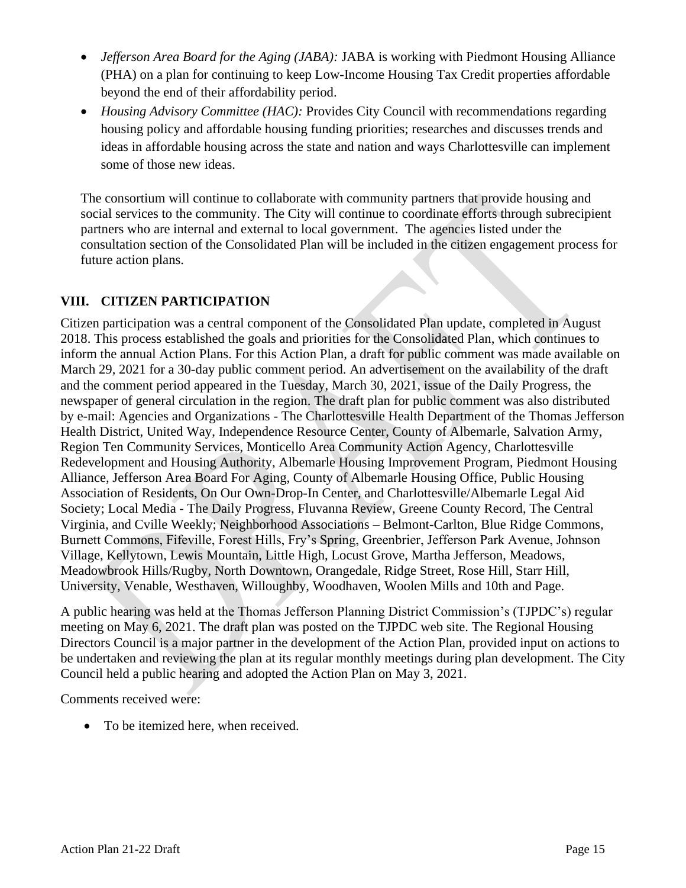- *Jefferson Area Board for the Aging (JABA):* JABA is working with Piedmont Housing Alliance (PHA) on a plan for continuing to keep Low-Income Housing Tax Credit properties affordable beyond the end of their affordability period.
- *Housing Advisory Committee (HAC):* Provides City Council with recommendations regarding housing policy and affordable housing funding priorities; researches and discusses trends and ideas in affordable housing across the state and nation and ways Charlottesville can implement some of those new ideas.

The consortium will continue to collaborate with community partners that provide housing and social services to the community. The City will continue to coordinate efforts through subrecipient partners who are internal and external to local government. The agencies listed under the consultation section of the Consolidated Plan will be included in the citizen engagement process for future action plans.

## VIII. CITIZEN PARTICIPATION

Citizen participation was a central component of the Consolidated Plan update, completed in August 2018. This process established the goals and priorities for the Consolidated Plan, which continues to inform the annual Action Plans. For this Action Plan, a draft for public comment was made available on March 29, 2021 for a 30-day public comment period. An advertisement on the availability of the draft and the comment period appeared in the Tuesday, March 30, 2021, issue of the Daily Progress, the newspaper of general circulation in the region. The draft plan for public comment was also distributed by e-mail: Agencies and Organizations - The Charlottesville Health Department of the Thomas Jefferson Health District, United Way, Independence Resource Center, County of Albemarle, Salvation Army, Region Ten Community Services, Monticello Area Community Action Agency, Charlottesville Redevelopment and Housing Authority, Albemarle Housing Improvement Program, Piedmont Housing Alliance, Jefferson Area Board For Aging, County of Albemarle Housing Office, Public Housing Association of Residents, On Our Own-Drop-In Center, and Charlottesville/Albemarle Legal Aid Society; Local Media - The Daily Progress, Fluvanna Review, Greene County Record, The Central Virginia, and Cville Weekly; Neighborhood Associations – Belmont-Carlton, Blue Ridge Commons, Burnett Commons, Fifeville, Forest Hills, Fry's Spring, Greenbrier, Jefferson Park Avenue, Johnson Village, Kellytown, Lewis Mountain, Little High, Locust Grove, Martha Jefferson, Meadows, Meadowbrook Hills/Rugby, North Downtown, Orangedale, Ridge Street, Rose Hill, Starr Hill, University, Venable, Westhaven, Willoughby, Woodhaven, Woolen Mills and 10th and Page.

A public hearing was held at the Thomas Jefferson Planning District Commission's (TJPDC's) regular meeting on May 6, 2021. The draft plan was posted on the TJPDC web site. The Regional Housing Directors Council is a major partner in the development of the Action Plan, provided input on actions to be undertaken and reviewing the plan at its regular monthly meetings during plan development. The City Council held a public hearing and adopted the Action Plan on May 3, 2021.

Comments received were:

- To be itemized here, when received.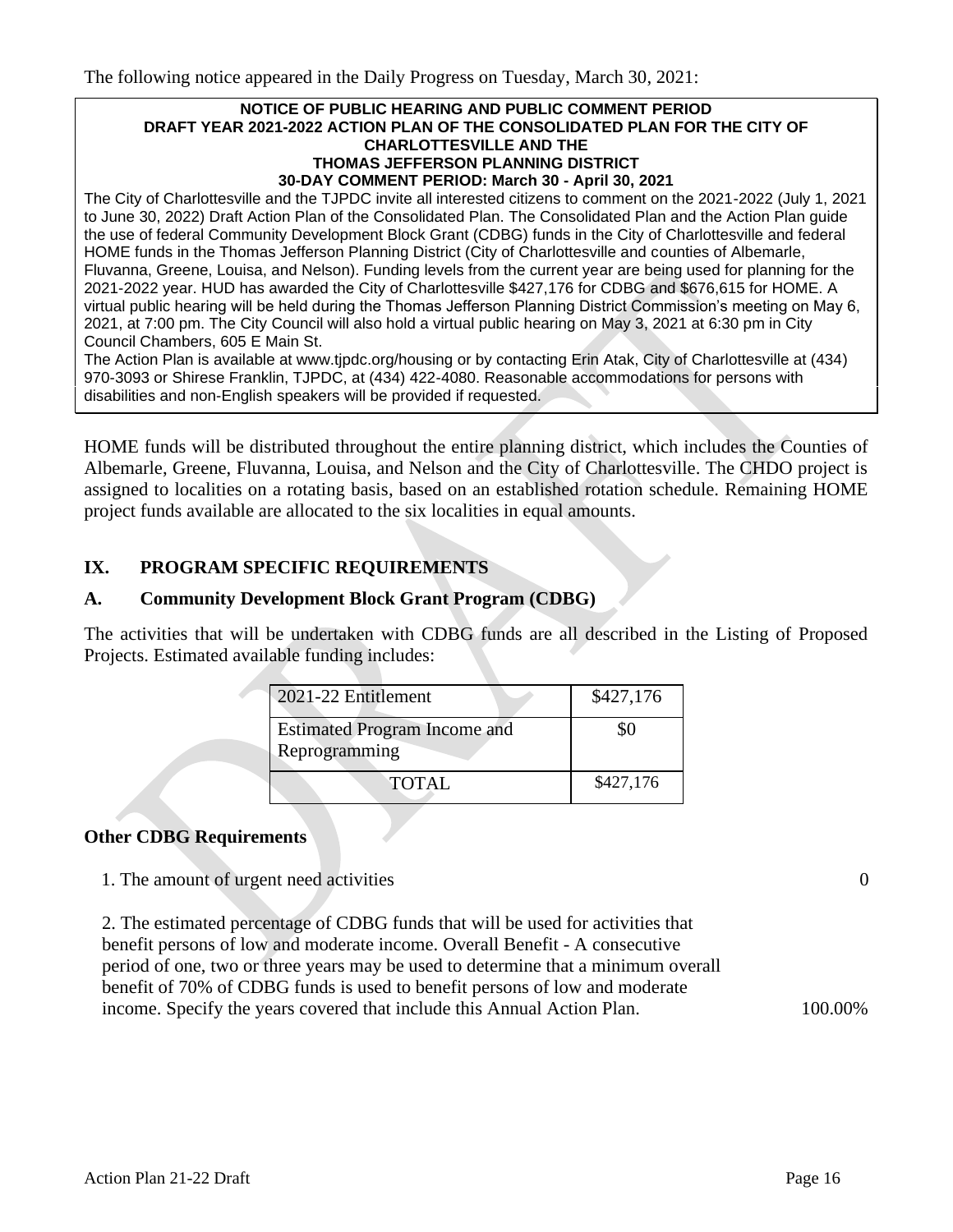The following notice appeared in the Daily Progress on Tuesday, March 30, 2021:

> **NOTICE OF PUBLIC HEARING AND PUBLIC COMMENT PERIOD**
> **DRAFT YEAR 2021-2022 ACTION PLAN OF THE CONSOLIDATED PLAN FOR THE CITY OF CHARLOTTESVILLE AND THE THOMAS JEFFERSON PLANNING DISTRICT**
> **30-DAY COMMENT PERIOD: March 30 - April 30, 2021**
>
> The City of Charlottesville and the TJPDC invite all interested citizens to comment on the 2021-2022 (July 1, 2021 to June 30, 2022) Draft Action Plan of the Consolidated Plan. The Consolidated Plan and the Action Plan guide the use of federal Community Development Block Grant (CDBG) funds in the City of Charlottesville and federal HOME funds in the Thomas Jefferson Planning District (City of Charlottesville and counties of Albemarle, Fluvanna, Greene, Louisa, and Nelson). Funding levels from the current year are being used for planning for the 2021-2022 year. HUD has awarded the City of Charlottesville $427,176 for CDBG and $676,615 for HOME. A virtual public hearing will be held during the Thomas Jefferson Planning District Commission's meeting on May 6, 2021, at 7:00 pm. The City Council will also hold a virtual public hearing on May 3, 2021 at 6:30 pm in City Council Chambers, 605 E Main St.
>
> The Action Plan is available at www.tjpdc.org/housing or by contacting Erin Atak, City of Charlottesville at (434) 970-3093 or Shirese Franklin, TJPDC, at (434) 422-4080. Reasonable accommodations for persons with disabilities and non-English speakers will be provided if requested.

HOME funds will be distributed throughout the entire planning district, which includes the Counties of Albemarle, Greene, Fluvanna, Louisa, and Nelson and the City of Charlottesville. The CHDO project is assigned to localities on a rotating basis, based on an established rotation schedule. Remaining HOME project funds available are allocated to the six localities in equal amounts.

## IX. PROGRAM SPECIFIC REQUIREMENTS

### A. Community Development Block Grant Program (CDBG)

The activities that will be undertaken with CDBG funds are all described in the Listing of Proposed Projects. Estimated available funding includes:

| Item | Amount |
|---|---|
| 2021-22 Entitlement | $427,176 |
| Estimated Program Income and Reprogramming | $0 |
| TOTAL | $427,176 |

### Other CDBG Requirements

1. The amount of urgent need activities — 0

2. The estimated percentage of CDBG funds that will be used for activities that benefit persons of low and moderate income. Overall Benefit - A consecutive period of one, two or three years may be used to determine that a minimum overall benefit of 70% of CDBG funds is used to benefit persons of low and moderate income. Specify the years covered that include this Annual Action Plan. — 100.00%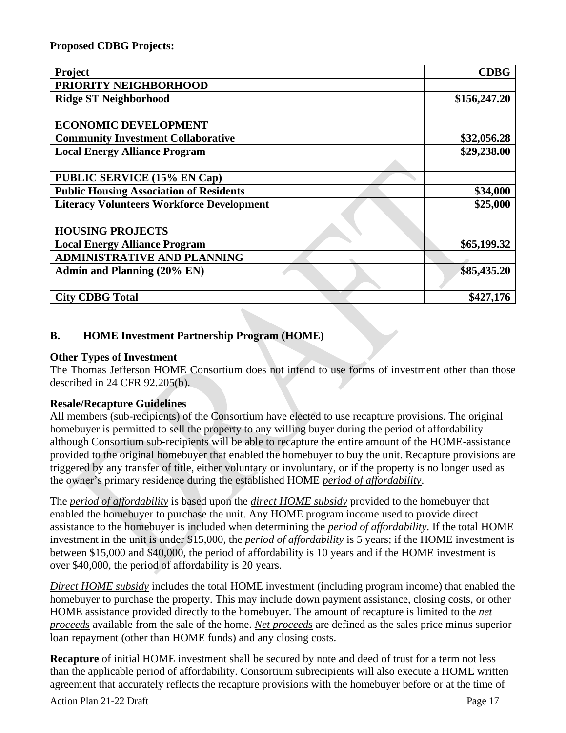**Proposed CDBG Projects:**

| Project | CDBG |
|---|---|
| **PRIORITY NEIGHBORHOOD** | |
| **Ridge ST Neighborhood** | **$156,247.20** |
| | |
| **ECONOMIC DEVELOPMENT** | |
| **Community Investment Collaborative** | **$32,056.28** |
| **Local Energy Alliance Program** | **$29,238.00** |
| | |
| **PUBLIC SERVICE (15% EN Cap)** | |
| **Public Housing Association of Residents** | **$34,000** |
| **Literacy Volunteers Workforce Development** | **$25,000** |
| | |
| **HOUSING PROJECTS** | |
| **Local Energy Alliance Program** | **$65,199.32** |
| **ADMINISTRATIVE AND PLANNING** | |
| **Admin and Planning (20% EN)** | **$85,435.20** |
| | |
| **City CDBG Total** | **$427,176** |

## B. HOME Investment Partnership Program (HOME)

**Other Types of Investment**

The Thomas Jefferson HOME Consortium does not intend to use forms of investment other than those described in 24 CFR 92.205(b).

**Resale/Recapture Guidelines**

All members (sub-recipients) of the Consortium have elected to use recapture provisions. The original homebuyer is permitted to sell the property to any willing buyer during the period of affordability although Consortium sub-recipients will be able to recapture the entire amount of the HOME-assistance provided to the original homebuyer that enabled the homebuyer to buy the unit. Recapture provisions are triggered by any transfer of title, either voluntary or involuntary, or if the property is no longer used as the owner's primary residence during the established HOME *period of affordability*.

The *period of affordability* is based upon the *direct HOME subsidy* provided to the homebuyer that enabled the homebuyer to purchase the unit. Any HOME program income used to provide direct assistance to the homebuyer is included when determining the *period of affordability*. If the total HOME investment in the unit is under $15,000, the *period of affordability* is 5 years; if the HOME investment is between $15,000 and $40,000, the period of affordability is 10 years and if the HOME investment is over $40,000, the period of affordability is 20 years.

*Direct HOME subsidy* includes the total HOME investment (including program income) that enabled the homebuyer to purchase the property. This may include down payment assistance, closing costs, or other HOME assistance provided directly to the homebuyer. The amount of recapture is limited to the *net proceeds* available from the sale of the home. *Net proceeds* are defined as the sales price minus superior loan repayment (other than HOME funds) and any closing costs.

**Recapture** of initial HOME investment shall be secured by note and deed of trust for a term not less than the applicable period of affordability. Consortium subrecipients will also execute a HOME written agreement that accurately reflects the recapture provisions with the homebuyer before or at the time of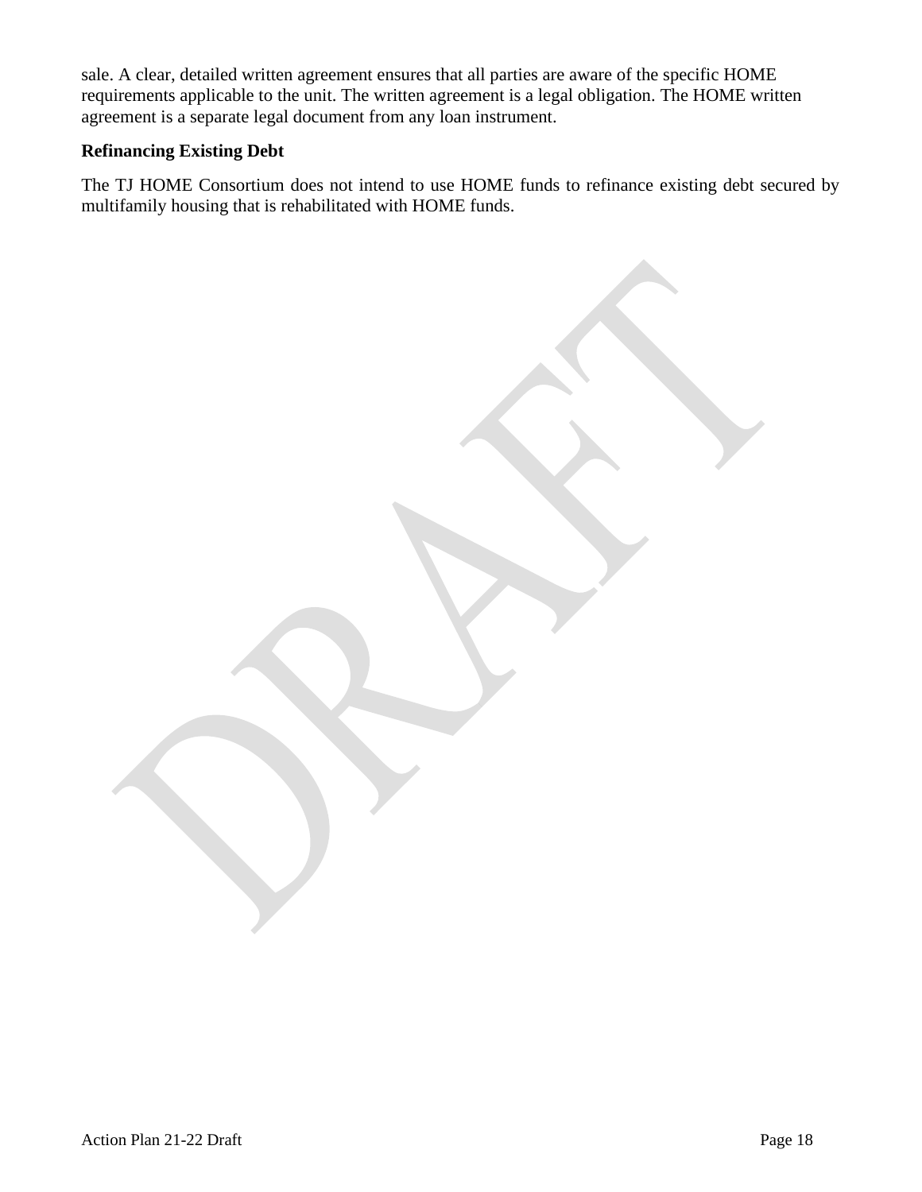sale. A clear, detailed written agreement ensures that all parties are aware of the specific HOME requirements applicable to the unit. The written agreement is a legal obligation. The HOME written agreement is a separate legal document from any loan instrument.

**Refinancing Existing Debt**

The TJ HOME Consortium does not intend to use HOME funds to refinance existing debt secured by multifamily housing that is rehabilitated with HOME funds.